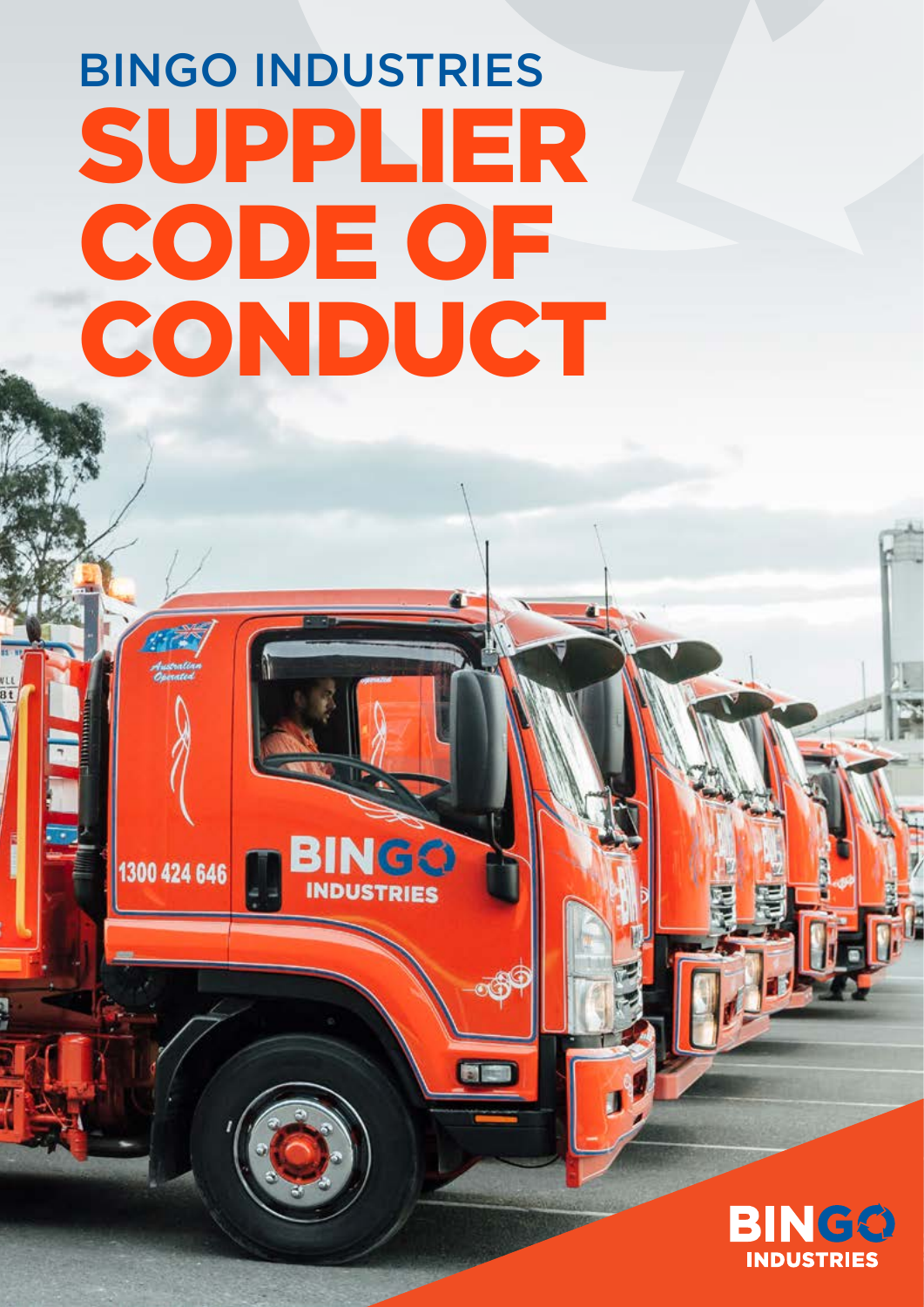# BINGO INDUSTRIES

# SUPPLIER CODE OF CONDUCT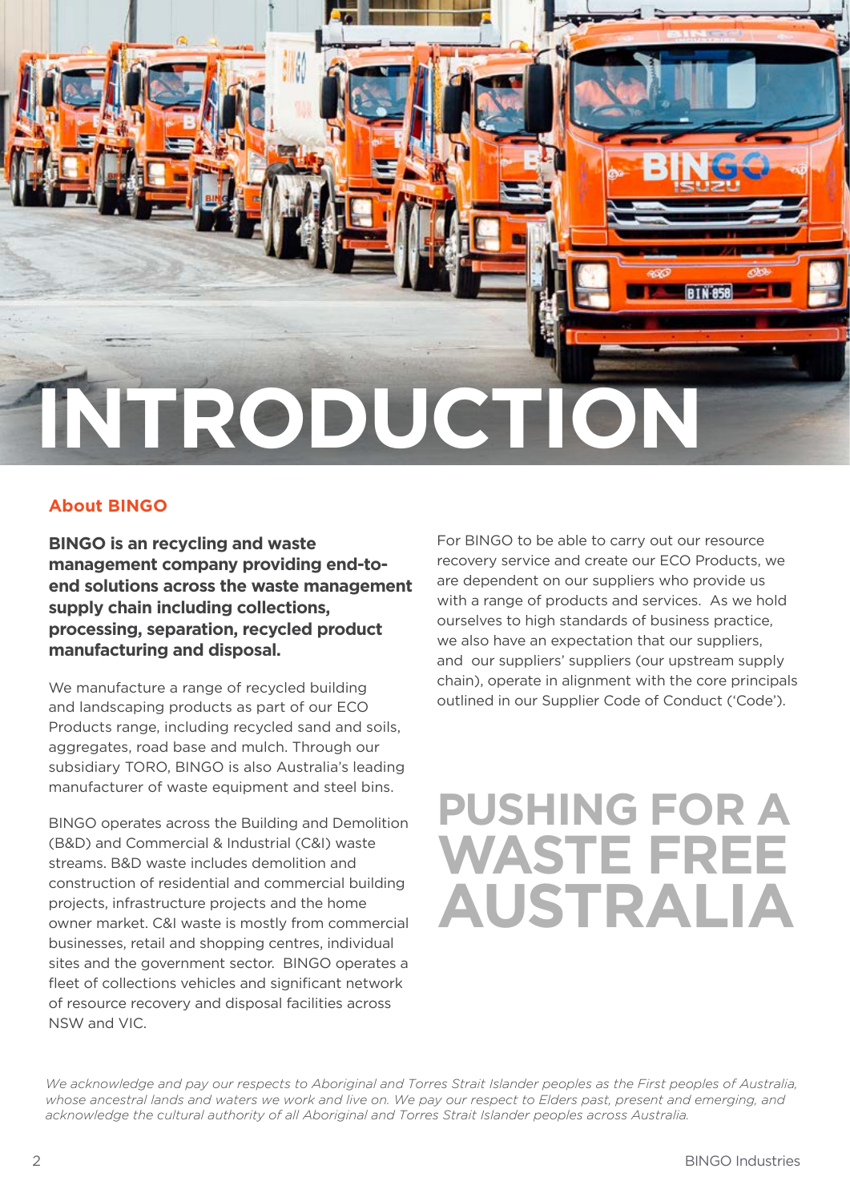# INTRODUCTION

## About BINGO

**BINGO is an recycling and waste management company providing end-to-end solutions across the waste management supply chain including collections, processing, separation, recycled product manufacturing and disposal.**

We manufacture a range of recycled building and landscaping products as part of our ECO Products range, including recycled sand and soils, aggregates, road base and mulch. Through our subsidiary TORO, BINGO is also Australia's leading manufacturer of waste equipment and steel bins.

BINGO operates across the Building and Demolition (B&D) and Commercial & Industrial (C&I) waste streams. B&D waste includes demolition and construction of residential and commercial building projects, infrastructure projects and the home owner market. C&I waste is mostly from commercial businesses, retail and shopping centres, individual sites and the government sector. BINGO operates a fleet of collections vehicles and significant network of resource recovery and disposal facilities across NSW and VIC.

For BINGO to be able to carry out our resource recovery service and create our ECO Products, we are dependent on our suppliers who provide us with a range of products and services. As we hold ourselves to high standards of business practice, we also have an expectation that our suppliers, and our suppliers' suppliers (our upstream supply chain), operate in alignment with the core principals outlined in our Supplier Code of Conduct ('Code').

## PUSHING FOR A WASTE FREE AUSTRALIA

*We acknowledge and pay our respects to Aboriginal and Torres Strait Islander peoples as the First peoples of Australia, whose ancestral lands and waters we work and live on. We pay our respect to Elders past, present and emerging, and acknowledge the cultural authority of all Aboriginal and Torres Strait Islander peoples across Australia.*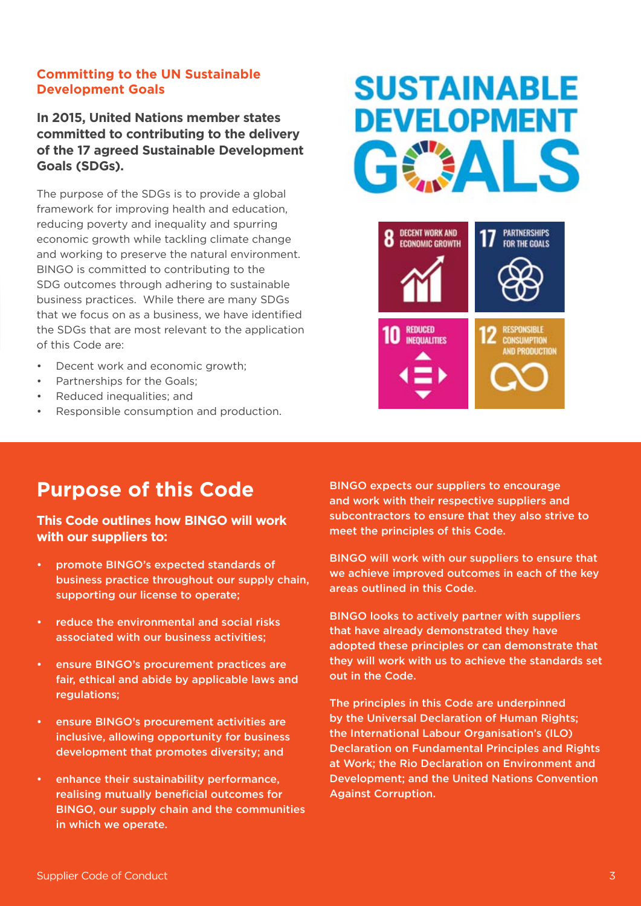## Committing to the UN Sustainable Development Goals

**In 2015, United Nations member states committed to contributing to the delivery of the 17 agreed Sustainable Development Goals (SDGs).**

The purpose of the SDGs is to provide a global framework for improving health and education, reducing poverty and inequality and spurring economic growth while tackling climate change and working to preserve the natural environment. BINGO is committed to contributing to the SDG outcomes through adhering to sustainable business practices. While there are many SDGs that we focus on as a business, we have identified the SDGs that are most relevant to the application of this Code are:

- Decent work and economic growth;
- Partnerships for the Goals;
- Reduced inequalities; and
- Responsible consumption and production.

SUSTAINABLE DEVELOPMENT GOALS

8 DECENT WORK AND ECONOMIC GROWTH

17 PARTNERSHIPS FOR THE GOALS

10 REDUCED INEQUALITIES

12 RESPONSIBLE CONSUMPTION AND PRODUCTION

## Purpose of this Code

**This Code outlines how BINGO will work with our suppliers to:**

- promote BINGO's expected standards of business practice throughout our supply chain, supporting our license to operate;
- reduce the environmental and social risks associated with our business activities;
- ensure BINGO's procurement practices are fair, ethical and abide by applicable laws and regulations;
- ensure BINGO's procurement activities are inclusive, allowing opportunity for business development that promotes diversity; and
- enhance their sustainability performance, realising mutually beneficial outcomes for BINGO, our supply chain and the communities in which we operate.

BINGO expects our suppliers to encourage and work with their respective suppliers and subcontractors to ensure that they also strive to meet the principles of this Code.

BINGO will work with our suppliers to ensure that we achieve improved outcomes in each of the key areas outlined in this Code.

BINGO looks to actively partner with suppliers that have already demonstrated they have adopted these principles or can demonstrate that they will work with us to achieve the standards set out in the Code.

The principles in this Code are underpinned by the Universal Declaration of Human Rights; the International Labour Organisation's (ILO) Declaration on Fundamental Principles and Rights at Work; the Rio Declaration on Environment and Development; and the United Nations Convention Against Corruption.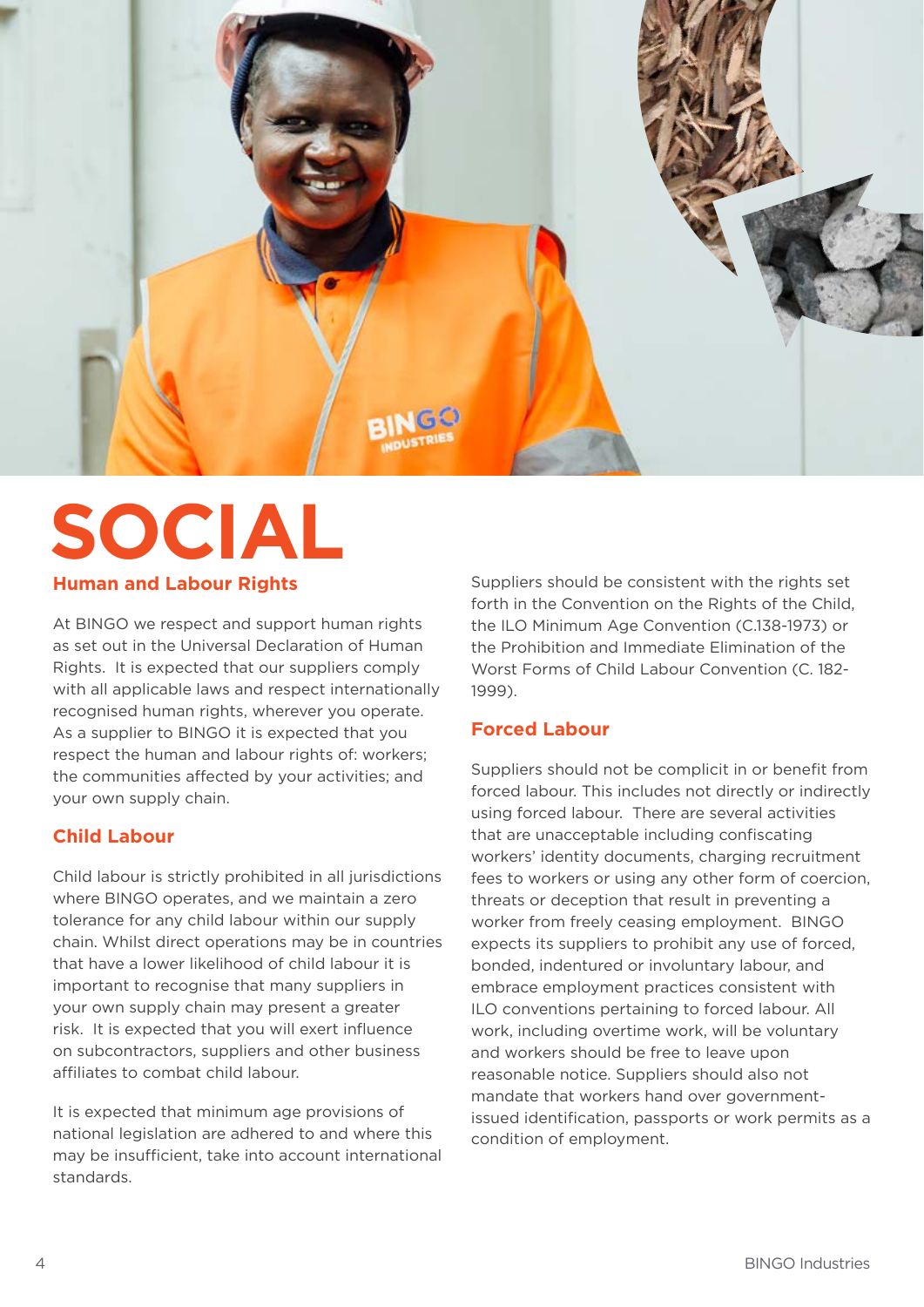# SOCIAL

## Human and Labour Rights

At BINGO we respect and support human rights as set out in the Universal Declaration of Human Rights. It is expected that our suppliers comply with all applicable laws and respect internationally recognised human rights, wherever you operate. As a supplier to BINGO it is expected that you respect the human and labour rights of: workers; the communities affected by your activities; and your own supply chain.

## Child Labour

Child labour is strictly prohibited in all jurisdictions where BINGO operates, and we maintain a zero tolerance for any child labour within our supply chain. Whilst direct operations may be in countries that have a lower likelihood of child labour it is important to recognise that many suppliers in your own supply chain may present a greater risk. It is expected that you will exert influence on subcontractors, suppliers and other business affiliates to combat child labour.

It is expected that minimum age provisions of national legislation are adhered to and where this may be insufficient, take into account international standards.

Suppliers should be consistent with the rights set forth in the Convention on the Rights of the Child, the ILO Minimum Age Convention (C.138-1973) or the Prohibition and Immediate Elimination of the Worst Forms of Child Labour Convention (C. 182-1999).

## Forced Labour

Suppliers should not be complicit in or benefit from forced labour. This includes not directly or indirectly using forced labour. There are several activities that are unacceptable including confiscating workers' identity documents, charging recruitment fees to workers or using any other form of coercion, threats or deception that result in preventing a worker from freely ceasing employment. BINGO expects its suppliers to prohibit any use of forced, bonded, indentured or involuntary labour, and embrace employment practices consistent with ILO conventions pertaining to forced labour. All work, including overtime work, will be voluntary and workers should be free to leave upon reasonable notice. Suppliers should also not mandate that workers hand over government-issued identification, passports or work permits as a condition of employment.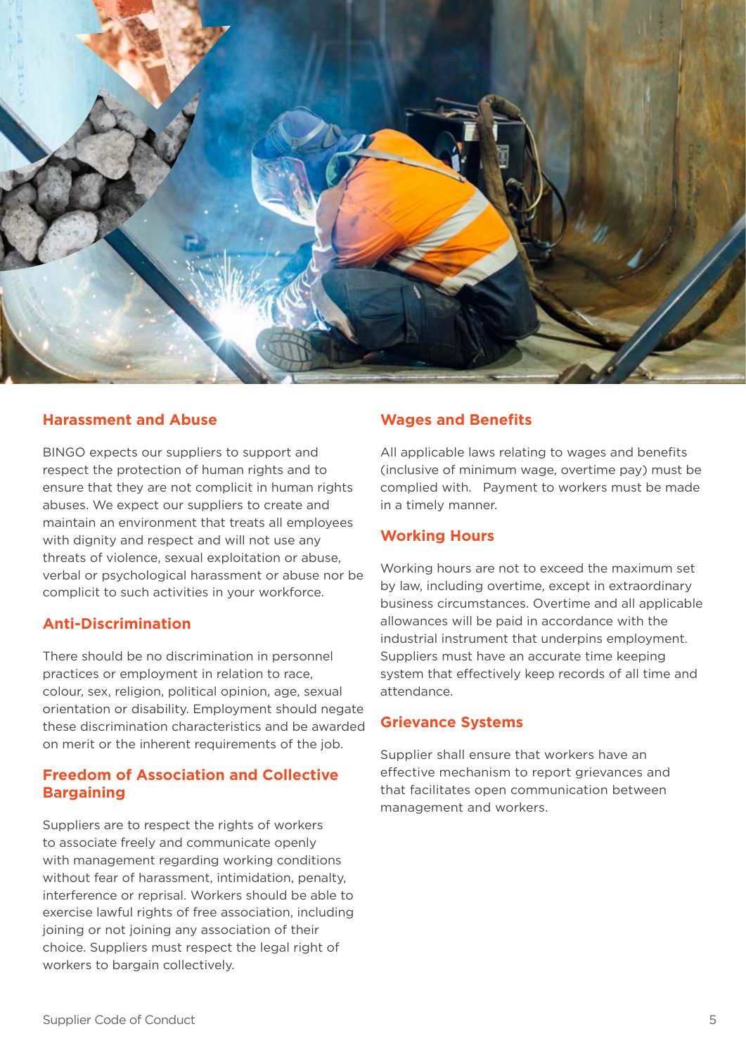## Harassment and Abuse

BINGO expects our suppliers to support and respect the protection of human rights and to ensure that they are not complicit in human rights abuses. We expect our suppliers to create and maintain an environment that treats all employees with dignity and respect and will not use any threats of violence, sexual exploitation or abuse, verbal or psychological harassment or abuse nor be complicit to such activities in your workforce.

## Anti-Discrimination

There should be no discrimination in personnel practices or employment in relation to race, colour, sex, religion, political opinion, age, sexual orientation or disability. Employment should negate these discrimination characteristics and be awarded on merit or the inherent requirements of the job.

## Freedom of Association and Collective Bargaining

Suppliers are to respect the rights of workers to associate freely and communicate openly with management regarding working conditions without fear of harassment, intimidation, penalty, interference or reprisal. Workers should be able to exercise lawful rights of free association, including joining or not joining any association of their choice. Suppliers must respect the legal right of workers to bargain collectively.

## Wages and Benefits

All applicable laws relating to wages and benefits (inclusive of minimum wage, overtime pay) must be complied with. Payment to workers must be made in a timely manner.

## Working Hours

Working hours are not to exceed the maximum set by law, including overtime, except in extraordinary business circumstances. Overtime and all applicable allowances will be paid in accordance with the industrial instrument that underpins employment. Suppliers must have an accurate time keeping system that effectively keep records of all time and attendance.

## Grievance Systems

Supplier shall ensure that workers have an effective mechanism to report grievances and that facilitates open communication between management and workers.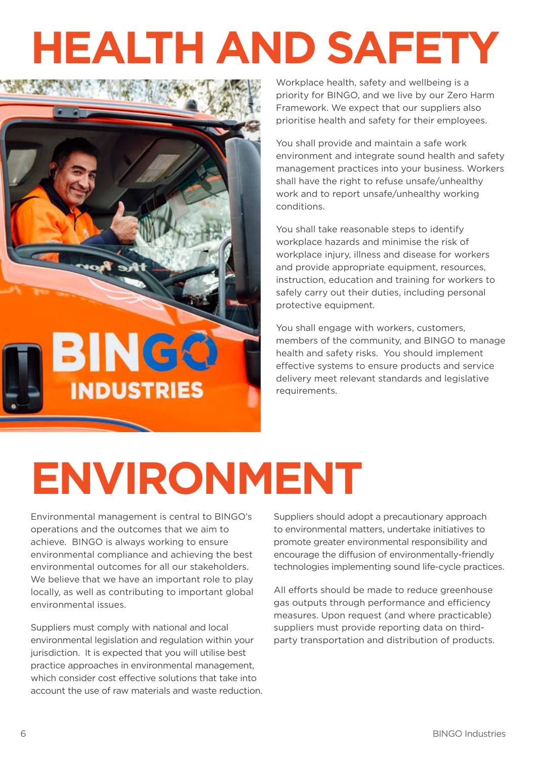# HEALTH AND SAFETY

Workplace health, safety and wellbeing is a priority for BINGO, and we live by our Zero Harm Framework. We expect that our suppliers also prioritise health and safety for their employees.

You shall provide and maintain a safe work environment and integrate sound health and safety management practices into your business. Workers shall have the right to refuse unsafe/unhealthy work and to report unsafe/unhealthy working conditions.

You shall take reasonable steps to identify workplace hazards and minimise the risk of workplace injury, illness and disease for workers and provide appropriate equipment, resources, instruction, education and training for workers to safely carry out their duties, including personal protective equipment.

You shall engage with workers, customers, members of the community, and BINGO to manage health and safety risks. You should implement effective systems to ensure products and service delivery meet relevant standards and legislative requirements.

# ENVIRONMENT

Environmental management is central to BINGO's operations and the outcomes that we aim to achieve. BINGO is always working to ensure environmental compliance and achieving the best environmental outcomes for all our stakeholders. We believe that we have an important role to play locally, as well as contributing to important global environmental issues.

Suppliers must comply with national and local environmental legislation and regulation within your jurisdiction. It is expected that you will utilise best practice approaches in environmental management, which consider cost effective solutions that take into account the use of raw materials and waste reduction.

Suppliers should adopt a precautionary approach to environmental matters, undertake initiatives to promote greater environmental responsibility and encourage the diffusion of environmentally-friendly technologies implementing sound life-cycle practices.

All efforts should be made to reduce greenhouse gas outputs through performance and efficiency measures. Upon request (and where practicable) suppliers must provide reporting data on third-party transportation and distribution of products.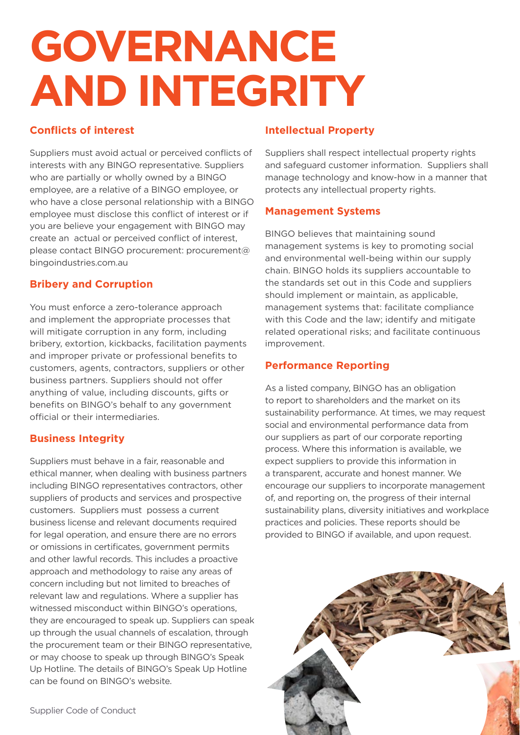# GOVERNANCE AND INTEGRITY

## Conflicts of interest

Suppliers must avoid actual or perceived conflicts of interests with any BINGO representative. Suppliers who are partially or wholly owned by a BINGO employee, are a relative of a BINGO employee, or who have a close personal relationship with a BINGO employee must disclose this conflict of interest or if you are believe your engagement with BINGO may create an actual or perceived conflict of interest, please contact BINGO procurement: procurement@bingoindustries.com.au

## Bribery and Corruption

You must enforce a zero-tolerance approach and implement the appropriate processes that will mitigate corruption in any form, including bribery, extortion, kickbacks, facilitation payments and improper private or professional benefits to customers, agents, contractors, suppliers or other business partners. Suppliers should not offer anything of value, including discounts, gifts or benefits on BINGO's behalf to any government official or their intermediaries.

## Business Integrity

Suppliers must behave in a fair, reasonable and ethical manner, when dealing with business partners including BINGO representatives contractors, other suppliers of products and services and prospective customers. Suppliers must possess a current business license and relevant documents required for legal operation, and ensure there are no errors or omissions in certificates, government permits and other lawful records. This includes a proactive approach and methodology to raise any areas of concern including but not limited to breaches of relevant law and regulations. Where a supplier has witnessed misconduct within BINGO's operations, they are encouraged to speak up. Suppliers can speak up through the usual channels of escalation, through the procurement team or their BINGO representative, or may choose to speak up through BINGO's Speak Up Hotline. The details of BINGO's Speak Up Hotline can be found on BINGO's website.

## Intellectual Property

Suppliers shall respect intellectual property rights and safeguard customer information. Suppliers shall manage technology and know-how in a manner that protects any intellectual property rights.

## Management Systems

BINGO believes that maintaining sound management systems is key to promoting social and environmental well-being within our supply chain. BINGO holds its suppliers accountable to the standards set out in this Code and suppliers should implement or maintain, as applicable, management systems that: facilitate compliance with this Code and the law; identify and mitigate related operational risks; and facilitate continuous improvement.

## Performance Reporting

As a listed company, BINGO has an obligation to report to shareholders and the market on its sustainability performance. At times, we may request social and environmental performance data from our suppliers as part of our corporate reporting process. Where this information is available, we expect suppliers to provide this information in a transparent, accurate and honest manner. We encourage our suppliers to incorporate management of, and reporting on, the progress of their internal sustainability plans, diversity initiatives and workplace practices and policies. These reports should be provided to BINGO if available, and upon request.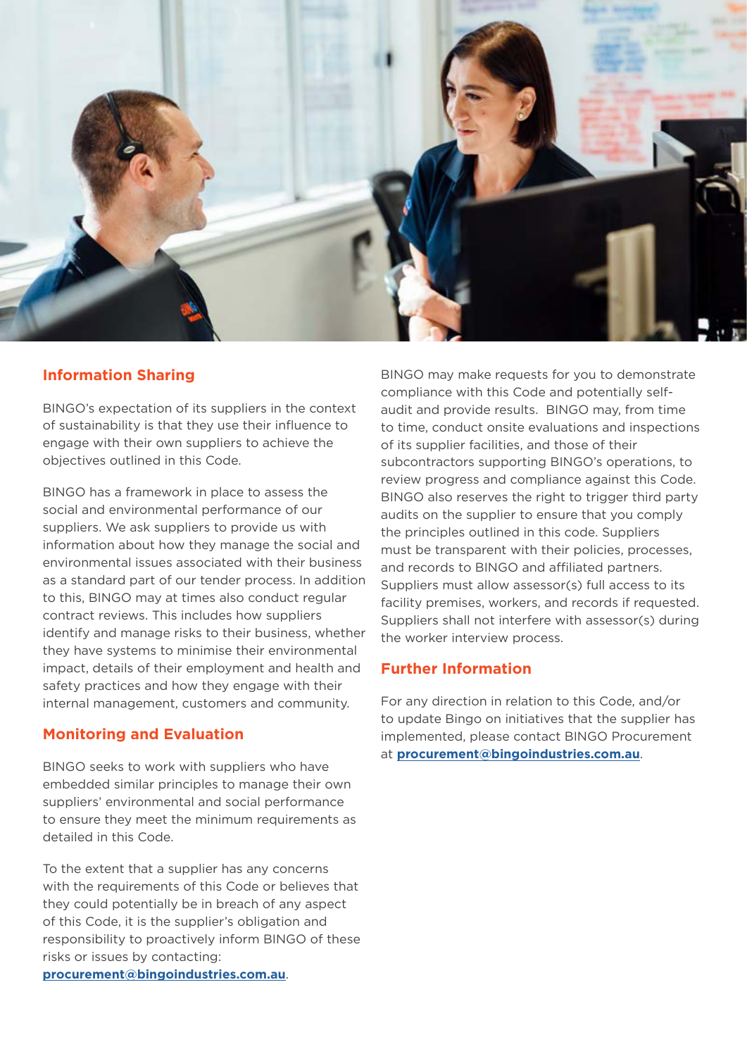## Information Sharing

BINGO's expectation of its suppliers in the context of sustainability is that they use their influence to engage with their own suppliers to achieve the objectives outlined in this Code.

BINGO has a framework in place to assess the social and environmental performance of our suppliers. We ask suppliers to provide us with information about how they manage the social and environmental issues associated with their business as a standard part of our tender process. In addition to this, BINGO may at times also conduct regular contract reviews. This includes how suppliers identify and manage risks to their business, whether they have systems to minimise their environmental impact, details of their employment and health and safety practices and how they engage with their internal management, customers and community.

## Monitoring and Evaluation

BINGO seeks to work with suppliers who have embedded similar principles to manage their own suppliers' environmental and social performance to ensure they meet the minimum requirements as detailed in this Code.

To the extent that a supplier has any concerns with the requirements of this Code or believes that they could potentially be in breach of any aspect of this Code, it is the supplier's obligation and responsibility to proactively inform BINGO of these risks or issues by contacting: **procurement@bingoindustries.com.au**.

BINGO may make requests for you to demonstrate compliance with this Code and potentially self-audit and provide results. BINGO may, from time to time, conduct onsite evaluations and inspections of its supplier facilities, and those of their subcontractors supporting BINGO's operations, to review progress and compliance against this Code. BINGO also reserves the right to trigger third party audits on the supplier to ensure that you comply the principles outlined in this code. Suppliers must be transparent with their policies, processes, and records to BINGO and affiliated partners. Suppliers must allow assessor(s) full access to its facility premises, workers, and records if requested. Suppliers shall not interfere with assessor(s) during the worker interview process.

## Further Information

For any direction in relation to this Code, and/or to update Bingo on initiatives that the supplier has implemented, please contact BINGO Procurement at **procurement@bingoindustries.com.au**.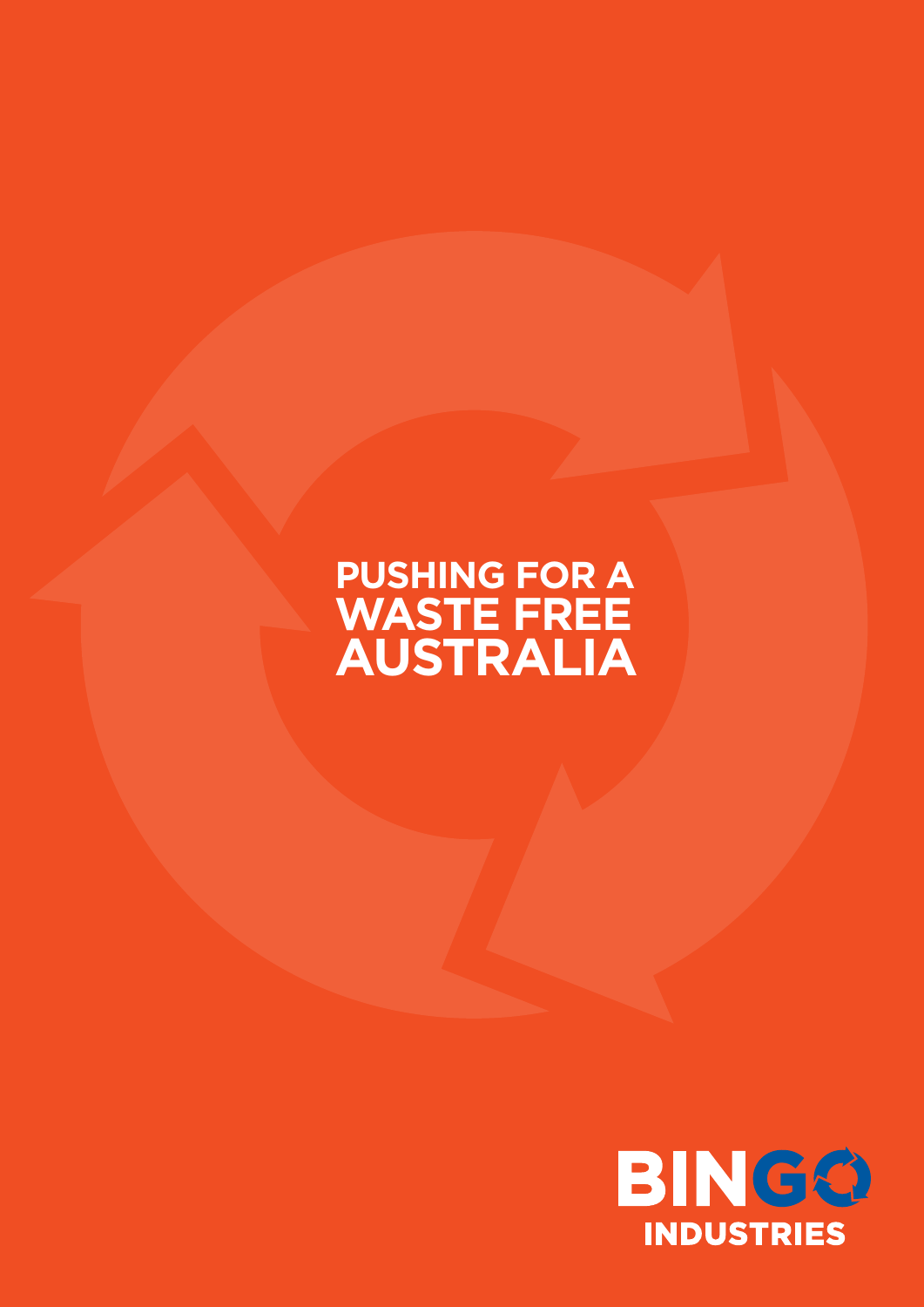# PUSHING FOR A WASTE FREE AUSTRALIA

BINGO INDUSTRIES